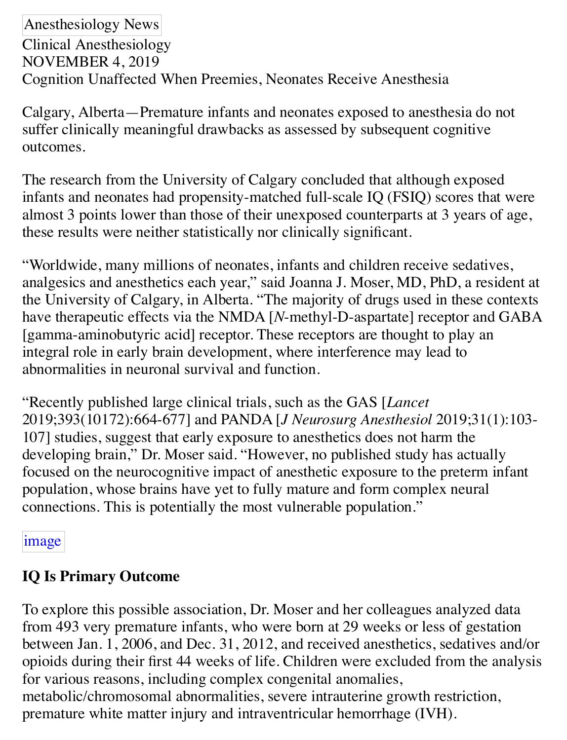Anesthesiology News

Clinical Anesthesiology

NOVEMBER 4, 2019

# Cognition Unaffected When Preemies, Neonates Receive Anesthesia

Calgary, Alberta—Premature infants and neonates exposed to anesthesia do not suffer clinically meaningful drawbacks as assessed by subsequent cognitive outcomes.

The research from the University of Calgary concluded that although exposed infants and neonates had propensity-matched full-scale IQ (FSIQ) scores that were almost 3 points lower than those of their unexposed counterparts at 3 years of age, these results were neither statistically nor clinically significant.

"Worldwide, many millions of neonates, infants and children receive sedatives, analgesics and anesthetics each year," said Joanna J. Moser, MD, PhD, a resident at the University of Calgary, in Alberta. "The majority of drugs used in these contexts have therapeutic effects via the NMDA [*N*-methyl-D-aspartate] receptor and GABA [gamma-aminobutyric acid] receptor. These receptors are thought to play an integral role in early brain development, where interference may lead to abnormalities in neuronal survival and function.

"Recently published large clinical trials, such as the GAS [*Lancet* 2019;393(10172):664-677] and PANDA [*J Neurosurg Anesthesiol* 2019;31(1):103-107] studies, suggest that early exposure to anesthetics does not harm the developing brain," Dr. Moser said. "However, no published study has actually focused on the neurocognitive impact of anesthetic exposure to the preterm infant population, whose brains have yet to fully mature and form complex neural connections. This is potentially the most vulnerable population."

image

## IQ Is Primary Outcome

To explore this possible association, Dr. Moser and her colleagues analyzed data from 493 very premature infants, who were born at 29 weeks or less of gestation between Jan. 1, 2006, and Dec. 31, 2012, and received anesthetics, sedatives and/or opioids during their first 44 weeks of life. Children were excluded from the analysis for various reasons, including complex congenital anomalies, metabolic/chromosomal abnormalities, severe intrauterine growth restriction, premature white matter injury and intraventricular hemorrhage (IVH).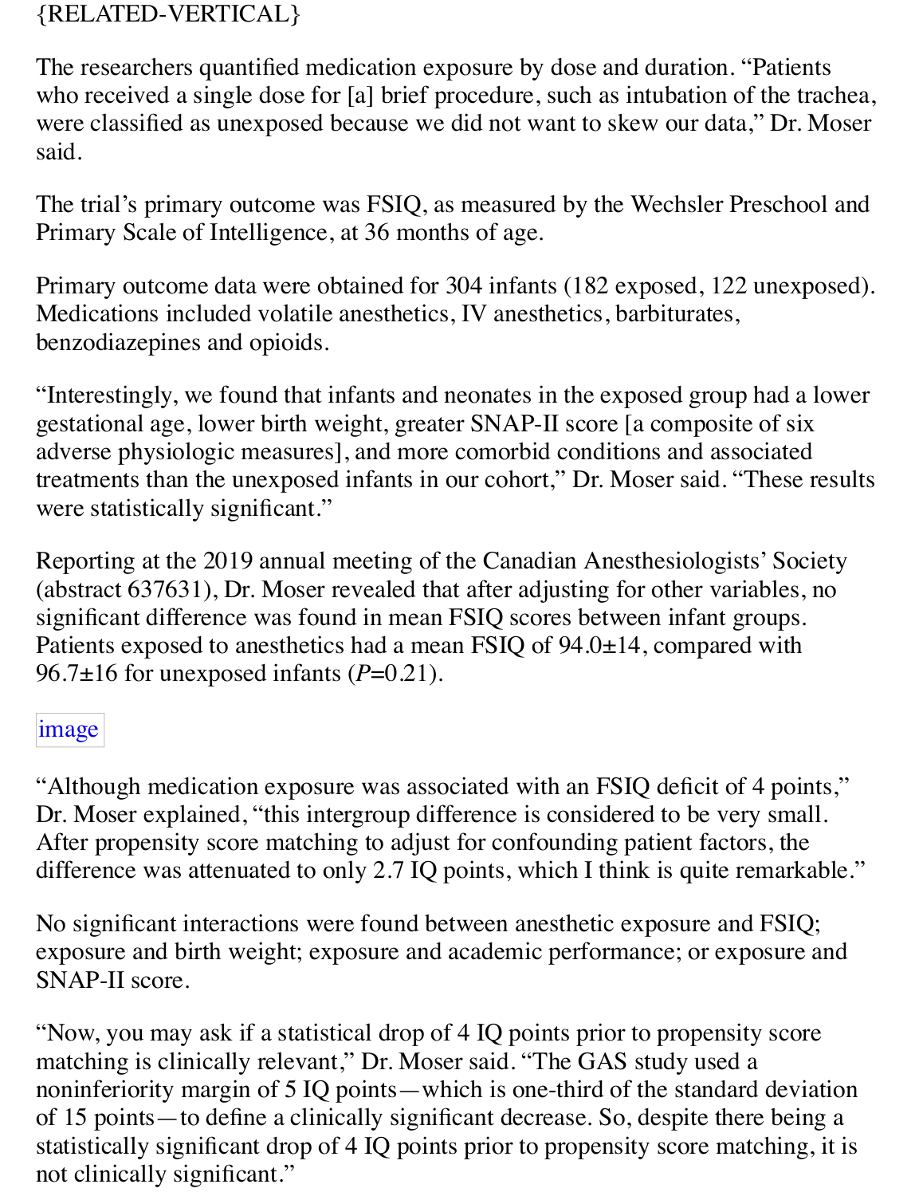{RELATED-VERTICAL}

The researchers quantified medication exposure by dose and duration. "Patients who received a single dose for [a] brief procedure, such as intubation of the trachea, were classified as unexposed because we did not want to skew our data," Dr. Moser said.

The trial's primary outcome was FSIQ, as measured by the Wechsler Preschool and Primary Scale of Intelligence, at 36 months of age.

Primary outcome data were obtained for 304 infants (182 exposed, 122 unexposed). Medications included volatile anesthetics, IV anesthetics, barbiturates, benzodiazepines and opioids.

"Interestingly, we found that infants and neonates in the exposed group had a lower gestational age, lower birth weight, greater SNAP-II score [a composite of six adverse physiologic measures], and more comorbid conditions and associated treatments than the unexposed infants in our cohort," Dr. Moser said. "These results were statistically significant."

Reporting at the 2019 annual meeting of the Canadian Anesthesiologists' Society (abstract 637631), Dr. Moser revealed that after adjusting for other variables, no significant difference was found in mean FSIQ scores between infant groups. Patients exposed to anesthetics had a mean FSIQ of 94.0±14, compared with 96.7±16 for unexposed infants (*P*=0.21).

image

"Although medication exposure was associated with an FSIQ deficit of 4 points," Dr. Moser explained, "this intergroup difference is considered to be very small. After propensity score matching to adjust for confounding patient factors, the difference was attenuated to only 2.7 IQ points, which I think is quite remarkable."

No significant interactions were found between anesthetic exposure and FSIQ; exposure and birth weight; exposure and academic performance; or exposure and SNAP-II score.

"Now, you may ask if a statistical drop of 4 IQ points prior to propensity score matching is clinically relevant," Dr. Moser said. "The GAS study used a noninferiority margin of 5 IQ points—which is one-third of the standard deviation of 15 points—to define a clinically significant decrease. So, despite there being a statistically significant drop of 4 IQ points prior to propensity score matching, it is not clinically significant."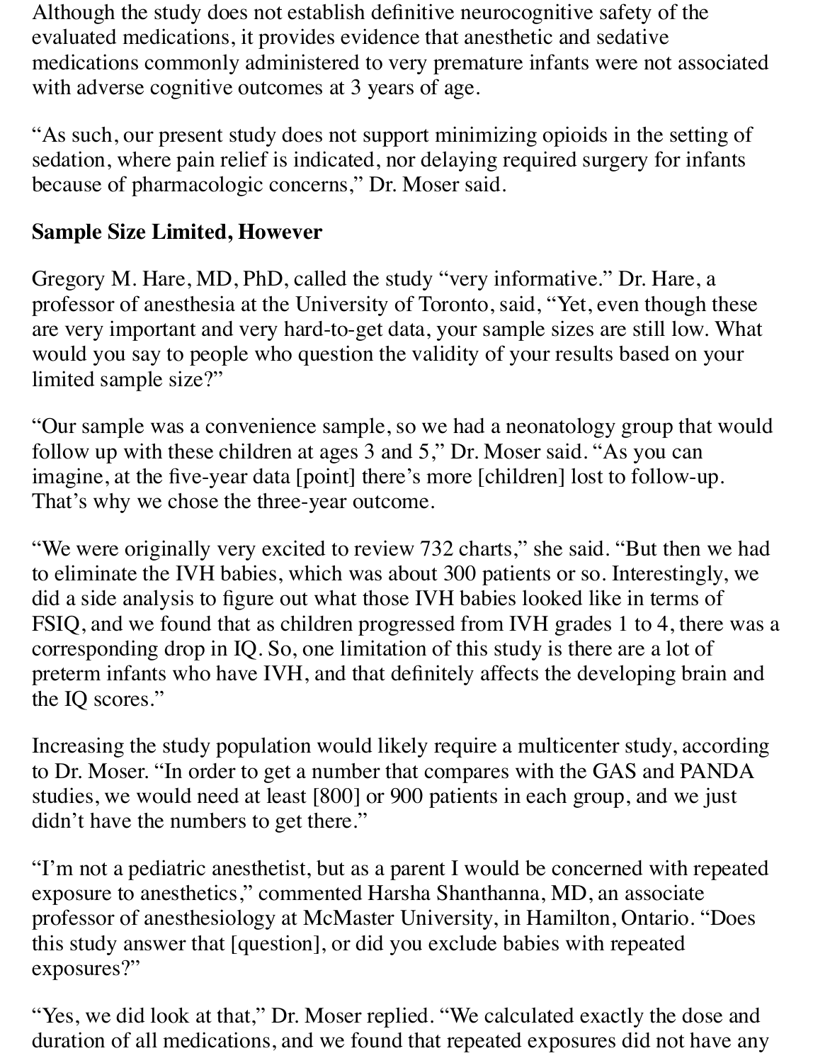Although the study does not establish definitive neurocognitive safety of the evaluated medications, it provides evidence that anesthetic and sedative medications commonly administered to very premature infants were not associated with adverse cognitive outcomes at 3 years of age.

"As such, our present study does not support minimizing opioids in the setting of sedation, where pain relief is indicated, nor delaying required surgery for infants because of pharmacologic concerns," Dr. Moser said.

**Sample Size Limited, However**

Gregory M. Hare, MD, PhD, called the study "very informative." Dr. Hare, a professor of anesthesia at the University of Toronto, said, "Yet, even though these are very important and very hard-to-get data, your sample sizes are still low. What would you say to people who question the validity of your results based on your limited sample size?"

"Our sample was a convenience sample, so we had a neonatology group that would follow up with these children at ages 3 and 5," Dr. Moser said. "As you can imagine, at the five-year data [point] there's more [children] lost to follow-up. That's why we chose the three-year outcome.

"We were originally very excited to review 732 charts," she said. "But then we had to eliminate the IVH babies, which was about 300 patients or so. Interestingly, we did a side analysis to figure out what those IVH babies looked like in terms of FSIQ, and we found that as children progressed from IVH grades 1 to 4, there was a corresponding drop in IQ. So, one limitation of this study is there are a lot of preterm infants who have IVH, and that definitely affects the developing brain and the IQ scores."

Increasing the study population would likely require a multicenter study, according to Dr. Moser. "In order to get a number that compares with the GAS and PANDA studies, we would need at least [800] or 900 patients in each group, and we just didn't have the numbers to get there."

"I'm not a pediatric anesthetist, but as a parent I would be concerned with repeated exposure to anesthetics," commented Harsha Shanthanna, MD, an associate professor of anesthesiology at McMaster University, in Hamilton, Ontario. "Does this study answer that [question], or did you exclude babies with repeated exposures?"

"Yes, we did look at that," Dr. Moser replied. "We calculated exactly the dose and duration of all medications, and we found that repeated exposures did not have any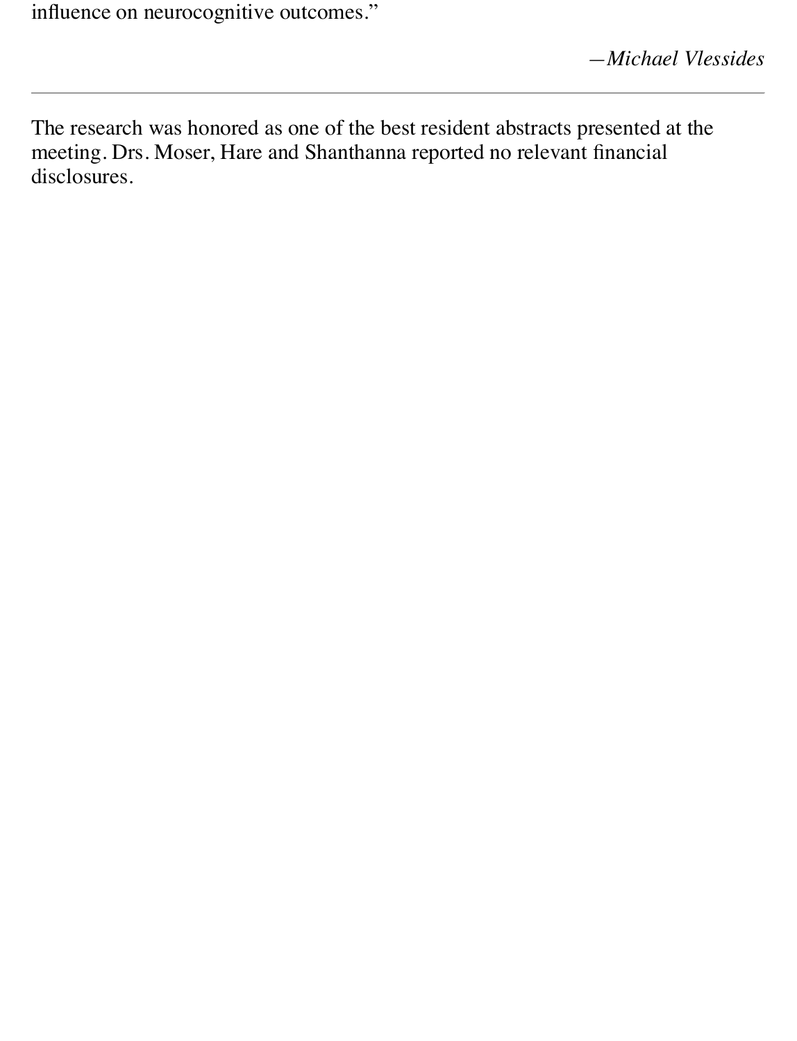influence on neurocognitive outcomes.”

*—Michael Vlessides*

---

The research was honored as one of the best resident abstracts presented at the meeting. Drs. Moser, Hare and Shanthanna reported no relevant financial disclosures.